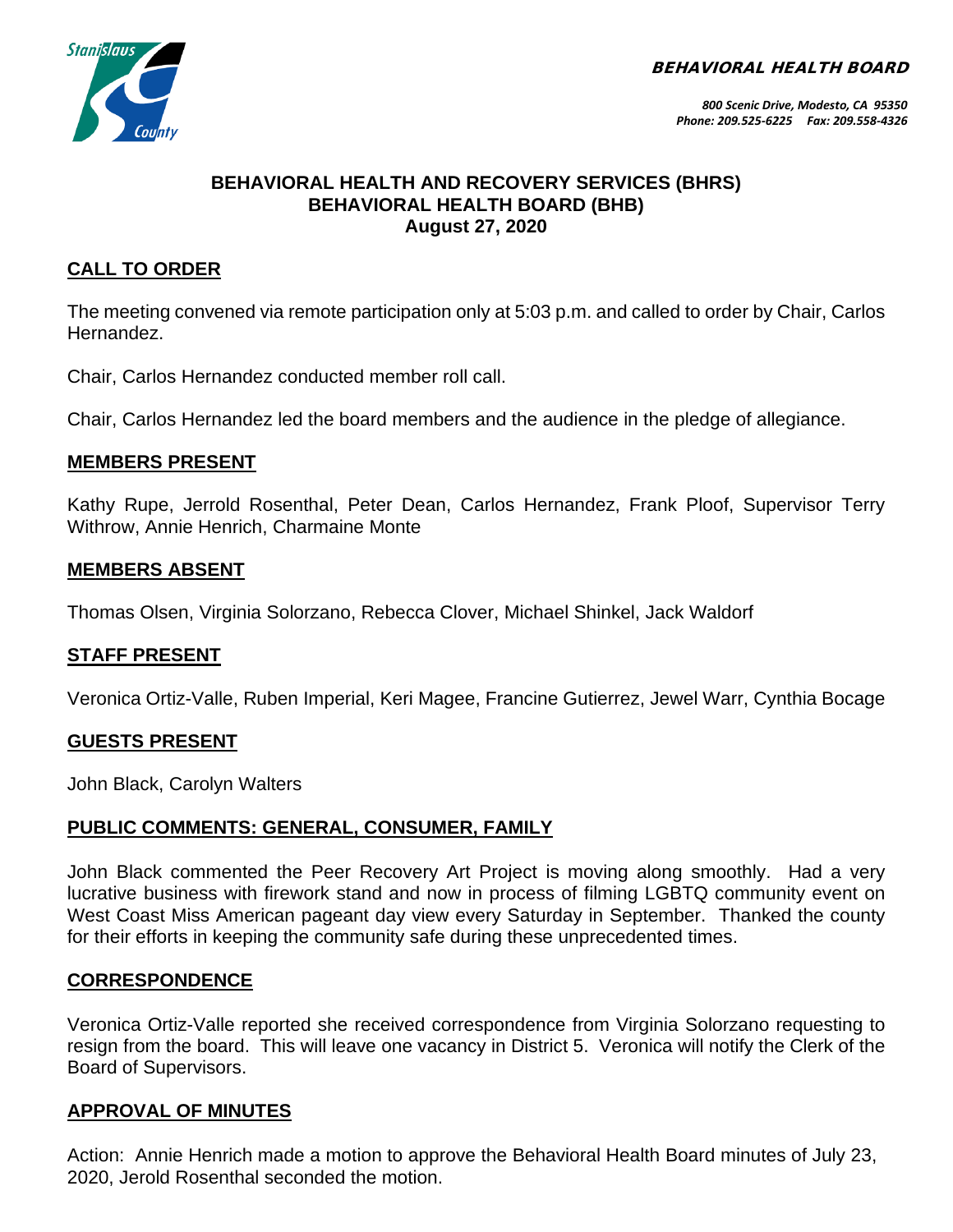**BEHAVIORAL HEALTH BOARD**

*800 Scenic Drive, Modesto, CA 95350*
*Phone: 209.525-6225 Fax: 209.558-4326*

# BEHAVIORAL HEALTH AND RECOVERY SERVICES (BHRS)
# BEHAVIORAL HEALTH BOARD (BHB)
## August 27, 2020

## CALL TO ORDER

The meeting convened via remote participation only at 5:03 p.m. and called to order by Chair, Carlos Hernandez.

Chair, Carlos Hernandez conducted member roll call.

Chair, Carlos Hernandez led the board members and the audience in the pledge of allegiance.

## MEMBERS PRESENT

Kathy Rupe, Jerrold Rosenthal, Peter Dean, Carlos Hernandez, Frank Ploof, Supervisor Terry Withrow, Annie Henrich, Charmaine Monte

## MEMBERS ABSENT

Thomas Olsen, Virginia Solorzano, Rebecca Clover, Michael Shinkel, Jack Waldorf

## STAFF PRESENT

Veronica Ortiz-Valle, Ruben Imperial, Keri Magee, Francine Gutierrez, Jewel Warr, Cynthia Bocage

## GUESTS PRESENT

John Black, Carolyn Walters

## PUBLIC COMMENTS: GENERAL, CONSUMER, FAMILY

John Black commented the Peer Recovery Art Project is moving along smoothly. Had a very lucrative business with firework stand and now in process of filming LGBTQ community event on West Coast Miss American pageant day view every Saturday in September. Thanked the county for their efforts in keeping the community safe during these unprecedented times.

## CORRESPONDENCE

Veronica Ortiz-Valle reported she received correspondence from Virginia Solorzano requesting to resign from the board. This will leave one vacancy in District 5. Veronica will notify the Clerk of the Board of Supervisors.

## APPROVAL OF MINUTES

Action: Annie Henrich made a motion to approve the Behavioral Health Board minutes of July 23, 2020, Jerold Rosenthal seconded the motion.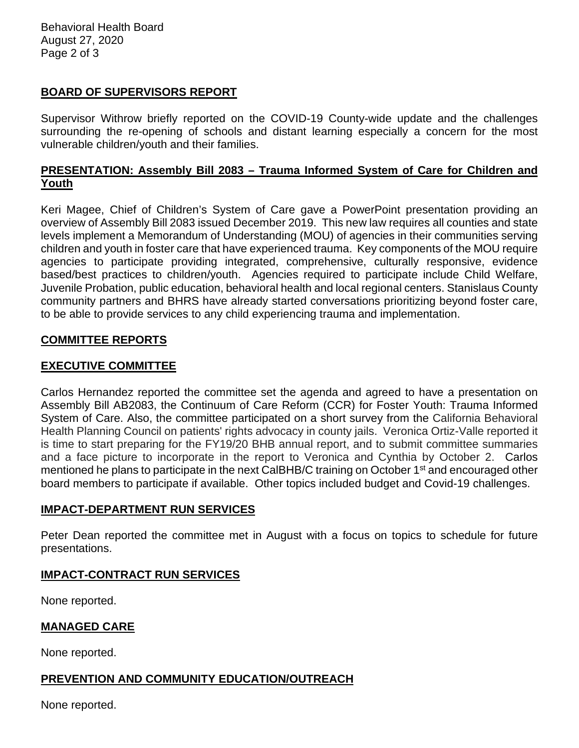## BOARD OF SUPERVISORS REPORT

Supervisor Withrow briefly reported on the COVID-19 County-wide update and the challenges surrounding the re-opening of schools and distant learning especially a concern for the most vulnerable children/youth and their families.

## PRESENTATION: Assembly Bill 2083 – Trauma Informed System of Care for Children and Youth

Keri Magee, Chief of Children's System of Care gave a PowerPoint presentation providing an overview of Assembly Bill 2083 issued December 2019. This new law requires all counties and state levels implement a Memorandum of Understanding (MOU) of agencies in their communities serving children and youth in foster care that have experienced trauma. Key components of the MOU require agencies to participate providing integrated, comprehensive, culturally responsive, evidence based/best practices to children/youth. Agencies required to participate include Child Welfare, Juvenile Probation, public education, behavioral health and local regional centers. Stanislaus County community partners and BHRS have already started conversations prioritizing beyond foster care, to be able to provide services to any child experiencing trauma and implementation.

## COMMITTEE REPORTS

## EXECUTIVE COMMITTEE

Carlos Hernandez reported the committee set the agenda and agreed to have a presentation on Assembly Bill AB2083, the Continuum of Care Reform (CCR) for Foster Youth: Trauma Informed System of Care. Also, the committee participated on a short survey from the California Behavioral Health Planning Council on patients' rights advocacy in county jails. Veronica Ortiz-Valle reported it is time to start preparing for the FY19/20 BHB annual report, and to submit committee summaries and a face picture to incorporate in the report to Veronica and Cynthia by October 2. Carlos mentioned he plans to participate in the next CalBHB/C training on October 1st and encouraged other board members to participate if available. Other topics included budget and Covid-19 challenges.

## IMPACT-DEPARTMENT RUN SERVICES

Peter Dean reported the committee met in August with a focus on topics to schedule for future presentations.

## IMPACT-CONTRACT RUN SERVICES

None reported.

## MANAGED CARE

None reported.

## PREVENTION AND COMMUNITY EDUCATION/OUTREACH

None reported.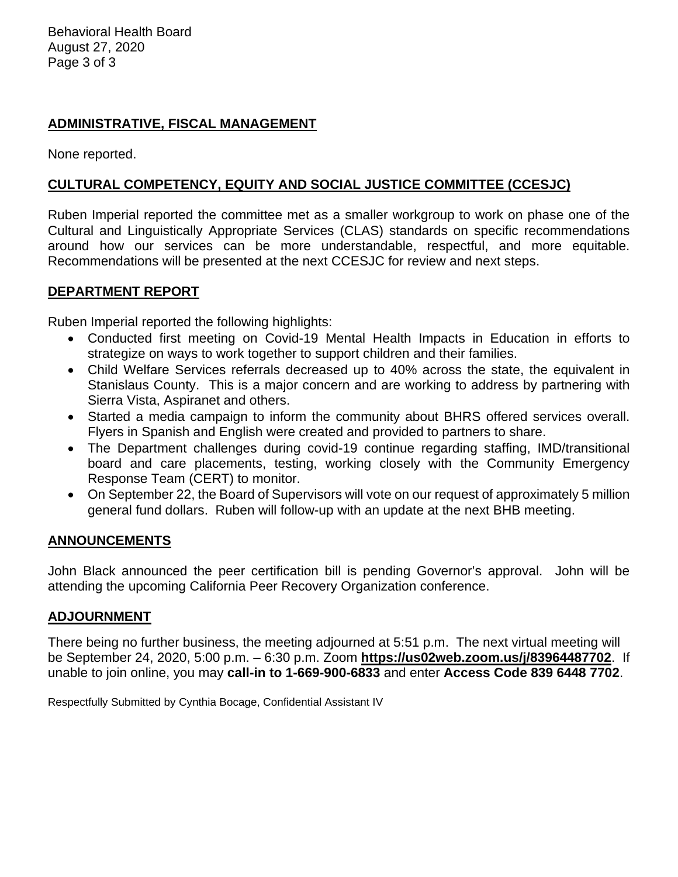## ADMINISTRATIVE, FISCAL MANAGEMENT

None reported.

## CULTURAL COMPETENCY, EQUITY AND SOCIAL JUSTICE COMMITTEE (CCESJC)

Ruben Imperial reported the committee met as a smaller workgroup to work on phase one of the Cultural and Linguistically Appropriate Services (CLAS) standards on specific recommendations around how our services can be more understandable, respectful, and more equitable. Recommendations will be presented at the next CCESJC for review and next steps.

## DEPARTMENT REPORT

Ruben Imperial reported the following highlights:

- Conducted first meeting on Covid-19 Mental Health Impacts in Education in efforts to strategize on ways to work together to support children and their families.
- Child Welfare Services referrals decreased up to 40% across the state, the equivalent in Stanislaus County. This is a major concern and are working to address by partnering with Sierra Vista, Aspiranet and others.
- Started a media campaign to inform the community about BHRS offered services overall. Flyers in Spanish and English were created and provided to partners to share.
- The Department challenges during covid-19 continue regarding staffing, IMD/transitional board and care placements, testing, working closely with the Community Emergency Response Team (CERT) to monitor.
- On September 22, the Board of Supervisors will vote on our request of approximately 5 million general fund dollars. Ruben will follow-up with an update at the next BHB meeting.

## ANNOUNCEMENTS

John Black announced the peer certification bill is pending Governor's approval. John will be attending the upcoming California Peer Recovery Organization conference.

## ADJOURNMENT

There being no further business, the meeting adjourned at 5:51 p.m. The next virtual meeting will be September 24, 2020, 5:00 p.m. – 6:30 p.m. Zoom **https://us02web.zoom.us/j/83964487702**. If unable to join online, you may **call-in to 1-669-900-6833** and enter **Access Code 839 6448 7702**.

Respectfully Submitted by Cynthia Bocage, Confidential Assistant IV